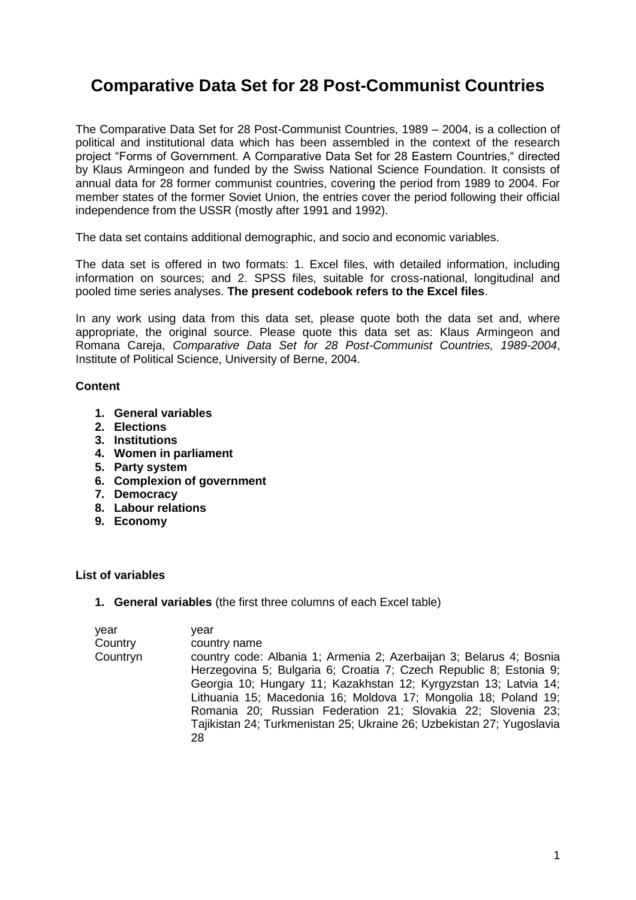# Comparative Data Set for 28 Post-Communist Countries

The Comparative Data Set for 28 Post-Communist Countries, 1989 – 2004, is a collection of political and institutional data which has been assembled in the context of the research project "Forms of Government. A Comparative Data Set for 28 Eastern Countries," directed by Klaus Armingeon and funded by the Swiss National Science Foundation. It consists of annual data for 28 former communist countries, covering the period from 1989 to 2004. For member states of the former Soviet Union, the entries cover the period following their official independence from the USSR (mostly after 1991 and 1992).

The data set contains additional demographic, and socio and economic variables.

The data set is offered in two formats: 1. Excel files, with detailed information, including information on sources; and 2. SPSS files, suitable for cross-national, longitudinal and pooled time series analyses. **The present codebook refers to the Excel files**.

In any work using data from this data set, please quote both the data set and, where appropriate, the original source. Please quote this data set as: Klaus Armingeon and Romana Careja, *Comparative Data Set for 28 Post-Communist Countries, 1989-2004*, Institute of Political Science, University of Berne, 2004.

**Content**

1. **General variables**
2. **Elections**
3. **Institutions**
4. **Women in parliament**
5. **Party system**
6. **Complexion of government**
7. **Democracy**
8. **Labour relations**
9. **Economy**

**List of variables**

1. **General variables** (the first three columns of each Excel table)

| | |
|---|---|
| year | year |
| Country | country name |
| Countryn | country code: Albania 1; Armenia 2; Azerbaijan 3; Belarus 4; Bosnia Herzegovina 5; Bulgaria 6; Croatia 7; Czech Republic 8; Estonia 9; Georgia 10; Hungary 11; Kazakhstan 12; Kyrgyzstan 13; Latvia 14; Lithuania 15; Macedonia 16; Moldova 17; Mongolia 18; Poland 19; Romania 20; Russian Federation 21; Slovakia 22; Slovenia 23; Tajikistan 24; Turkmenistan 25; Ukraine 26; Uzbekistan 27; Yugoslavia 28 |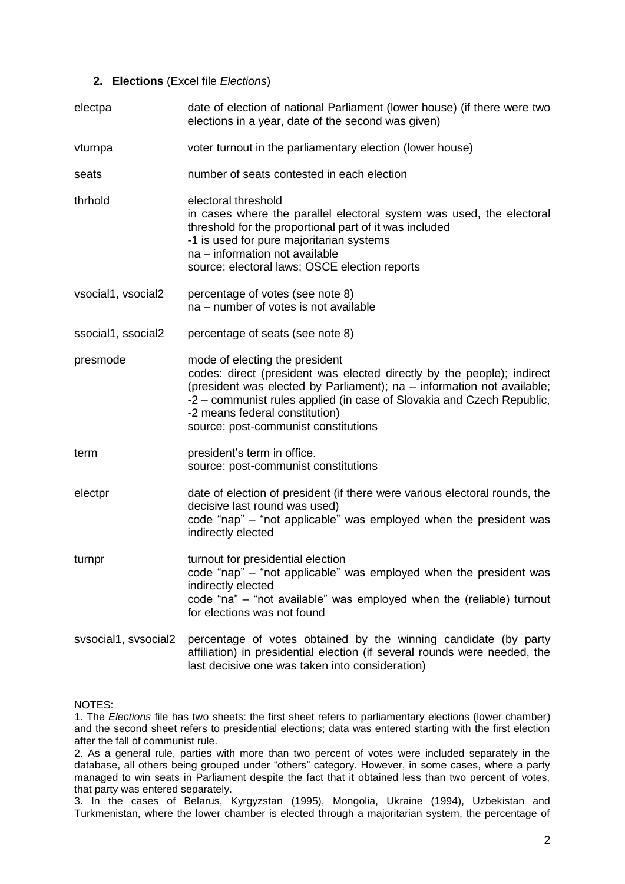## 2. Elections (Excel file *Elections*)

| | |
|---|---|
| electpa | date of election of national Parliament (lower house) (if there were two elections in a year, date of the second was given) |
| vturnpa | voter turnout in the parliamentary election (lower house) |
| seats | number of seats contested in each election |
| thrhold | electoral threshold<br>in cases where the parallel electoral system was used, the electoral threshold for the proportional part of it was included<br>-1 is used for pure majoritarian systems<br>na – information not available<br>source: electoral laws; OSCE election reports |
| vsocial1, vsocial2 | percentage of votes (see note 8)<br>na – number of votes is not available |
| ssocial1, ssocial2 | percentage of seats (see note 8) |
| presmode | mode of electing the president<br>codes: direct (president was elected directly by the people); indirect (president was elected by Parliament); na – information not available; -2 – communist rules applied (in case of Slovakia and Czech Republic, -2 means federal constitution)<br>source: post-communist constitutions |
| term | president's term in office.<br>source: post-communist constitutions |
| electpr | date of election of president (if there were various electoral rounds, the decisive last round was used)<br>code "nap" – "not applicable" was employed when the president was indirectly elected |
| turnpr | turnout for presidential election<br>code "nap" – "not applicable" was employed when the president was indirectly elected<br>code "na" – "not available" was employed when the (reliable) turnout for elections was not found |
| svsocial1, svsocial2 | percentage of votes obtained by the winning candidate (by party affiliation) in presidential election (if several rounds were needed, the last decisive one was taken into consideration) |

NOTES:

1. The *Elections* file has two sheets: the first sheet refers to parliamentary elections (lower chamber) and the second sheet refers to presidential elections; data was entered starting with the first election after the fall of communist rule.
2. As a general rule, parties with more than two percent of votes were included separately in the database, all others being grouped under "others" category. However, in some cases, where a party managed to win seats in Parliament despite the fact that it obtained less than two percent of votes, that party was entered separately.
3. In the cases of Belarus, Kyrgyzstan (1995), Mongolia, Ukraine (1994), Uzbekistan and Turkmenistan, where the lower chamber is elected through a majoritarian system, the percentage of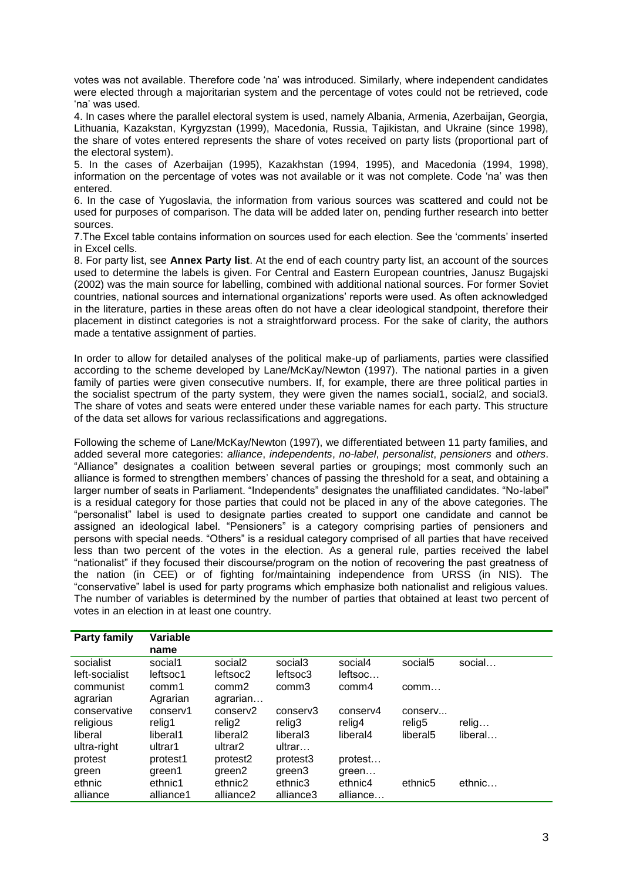votes was not available. Therefore code 'na' was introduced. Similarly, where independent candidates were elected through a majoritarian system and the percentage of votes could not be retrieved, code 'na' was used.

4. In cases where the parallel electoral system is used, namely Albania, Armenia, Azerbaijan, Georgia, Lithuania, Kazakstan, Kyrgyzstan (1999), Macedonia, Russia, Tajikistan, and Ukraine (since 1998), the share of votes entered represents the share of votes received on party lists (proportional part of the electoral system).

5. In the cases of Azerbaijan (1995), Kazakhstan (1994, 1995), and Macedonia (1994, 1998), information on the percentage of votes was not available or it was not complete. Code 'na' was then entered.

6. In the case of Yugoslavia, the information from various sources was scattered and could not be used for purposes of comparison. The data will be added later on, pending further research into better sources.

7.The Excel table contains information on sources used for each election. See the 'comments' inserted in Excel cells.

8. For party list, see **Annex Party list**. At the end of each country party list, an account of the sources used to determine the labels is given. For Central and Eastern European countries, Janusz Bugajski (2002) was the main source for labelling, combined with additional national sources. For former Soviet countries, national sources and international organizations' reports were used. As often acknowledged in the literature, parties in these areas often do not have a clear ideological standpoint, therefore their placement in distinct categories is not a straightforward process. For the sake of clarity, the authors made a tentative assignment of parties.

In order to allow for detailed analyses of the political make-up of parliaments, parties were classified according to the scheme developed by Lane/McKay/Newton (1997). The national parties in a given family of parties were given consecutive numbers. If, for example, there are three political parties in the socialist spectrum of the party system, they were given the names social1, social2, and social3. The share of votes and seats were entered under these variable names for each party. This structure of the data set allows for various reclassifications and aggregations.

Following the scheme of Lane/McKay/Newton (1997), we differentiated between 11 party families, and added several more categories: *alliance*, *independents*, *no-label*, *personalist*, *pensioners* and *others*. "Alliance" designates a coalition between several parties or groupings; most commonly such an alliance is formed to strengthen members' chances of passing the threshold for a seat, and obtaining a larger number of seats in Parliament. "Independents" designates the unaffiliated candidates. "No-label" is a residual category for those parties that could not be placed in any of the above categories. The "personalist" label is used to designate parties created to support one candidate and cannot be assigned an ideological label. "Pensioners" is a category comprising parties of pensioners and persons with special needs. "Others" is a residual category comprised of all parties that have received less than two percent of the votes in the election. As a general rule, parties received the label "nationalist" if they focused their discourse/program on the notion of recovering the past greatness of the nation (in CEE) or of fighting for/maintaining independence from URSS (in NIS). The "conservative" label is used for party programs which emphasize both nationalist and religious values. The number of variables is determined by the number of parties that obtained at least two percent of votes in an election in at least one country.

| **Party family** | **Variable name** | | | | | |
|---|---|---|---|---|---|---|
| socialist | social1 | social2 | social3 | social4 | social5 | social… |
| left-socialist | leftsoc1 | leftsoc2 | leftsoc3 | leftsoc… | | |
| communist | comm1 | comm2 | comm3 | comm4 | comm… | |
| agrarian | Agrarian | agrarian… | | | | |
| conservative | conserv1 | conserv2 | conserv3 | conserv4 | conserv... | |
| religious | relig1 | relig2 | relig3 | relig4 | relig5 | relig… |
| liberal | liberal1 | liberal2 | liberal3 | liberal4 | liberal5 | liberal… |
| ultra-right | ultrar1 | ultrar2 | ultrar… | | | |
| protest | protest1 | protest2 | protest3 | protest… | | |
| green | green1 | green2 | green3 | green… | | |
| ethnic | ethnic1 | ethnic2 | ethnic3 | ethnic4 | ethnic5 | ethnic… |
| alliance | alliance1 | alliance2 | alliance3 | alliance… | | |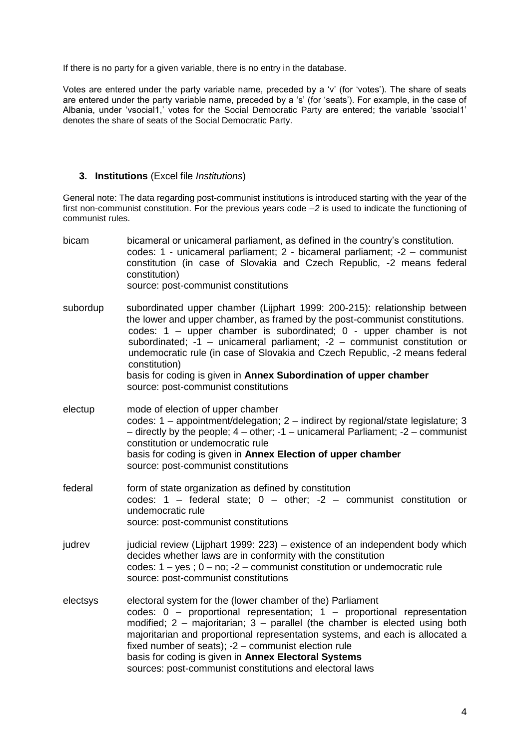If there is no party for a given variable, there is no entry in the database.

Votes are entered under the party variable name, preceded by a 'v' (for 'votes'). The share of seats are entered under the party variable name, preceded by a 's' (for 'seats'). For example, in the case of Albania, under 'vsocial1,' votes for the Social Democratic Party are entered; the variable 'ssocial1' denotes the share of seats of the Social Democratic Party.

### 3. Institutions (Excel file *Institutions*)

General note: The data regarding post-communist institutions is introduced starting with the year of the first non-communist constitution. For the previous years code *–2* is used to indicate the functioning of communist rules.

**bicam** bicameral or unicameral parliament, as defined in the country's constitution.
codes: 1 - unicameral parliament; 2 - bicameral parliament; -2 – communist constitution (in case of Slovakia and Czech Republic, -2 means federal constitution)
source: post-communist constitutions

**subordup** subordinated upper chamber (Lijphart 1999: 200-215): relationship between the lower and upper chamber, as framed by the post-communist constitutions.
codes: 1 – upper chamber is subordinated; 0 - upper chamber is not subordinated; -1 – unicameral parliament; -2 – communist constitution or undemocratic rule (in case of Slovakia and Czech Republic, -2 means federal constitution)
basis for coding is given in **Annex Subordination of upper chamber**
source: post-communist constitutions

**electup** mode of election of upper chamber
codes: 1 – appointment/delegation; 2 – indirect by regional/state legislature; 3 – directly by the people; 4 – other; -1 – unicameral Parliament; -2 – communist constitution or undemocratic rule
basis for coding is given in **Annex Election of upper chamber**
source: post-communist constitutions

**federal** form of state organization as defined by constitution
codes: 1 – federal state; 0 – other; -2 – communist constitution or undemocratic rule
source: post-communist constitutions

**judrev** judicial review (Lijphart 1999: 223) – existence of an independent body which decides whether laws are in conformity with the constitution
codes: 1 – yes ; 0 – no; -2 – communist constitution or undemocratic rule
source: post-communist constitutions

**electsys** electoral system for the (lower chamber of the) Parliament
codes: 0 – proportional representation; 1 – proportional representation modified; 2 – majoritarian; 3 – parallel (the chamber is elected using both majoritarian and proportional representation systems, and each is allocated a fixed number of seats); -2 – communist election rule
basis for coding is given in **Annex Electoral Systems**
sources: post-communist constitutions and electoral laws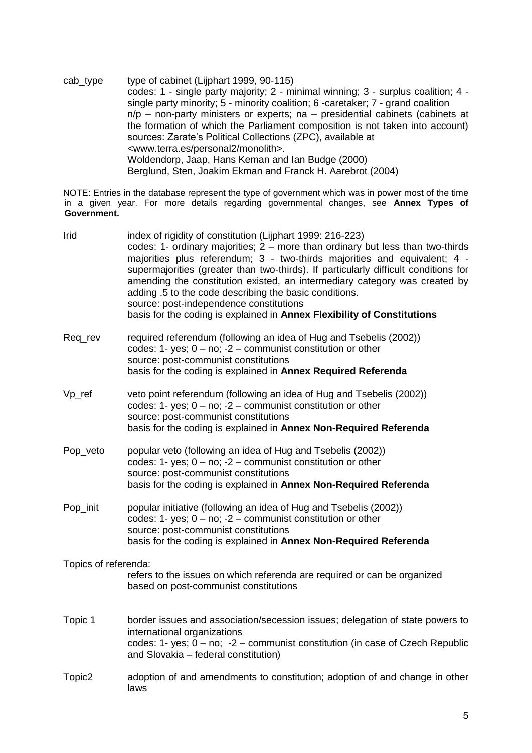cab_type type of cabinet (Lijphart 1999, 90-115)
codes: 1 - single party majority; 2 - minimal winning; 3 - surplus coalition; 4 - single party minority; 5 - minority coalition; 6 -caretaker; 7 - grand coalition
n/p – non-party ministers or experts; na – presidential cabinets (cabinets at the formation of which the Parliament composition is not taken into account)
sources: Zarate's Political Collections (ZPC), available at <www.terra.es/personal2/monolith>.
Woldendorp, Jaap, Hans Keman and Ian Budge (2000)
Berglund, Sten, Joakim Ekman and Franck H. Aarebrot (2004)

NOTE: Entries in the database represent the type of government which was in power most of the time in a given year. For more details regarding governmental changes, see **Annex Types of Government.**

Irid index of rigidity of constitution (Lijphart 1999: 216-223)
codes: 1- ordinary majorities; 2 – more than ordinary but less than two-thirds majorities plus referendum; 3 - two-thirds majorities and equivalent; 4 - supermajorities (greater than two-thirds). If particularly difficult conditions for amending the constitution existed, an intermediary category was created by adding .5 to the code describing the basic conditions.
source: post-independence constitutions
basis for the coding is explained in **Annex Flexibility of Constitutions**

Req_rev required referendum (following an idea of Hug and Tsebelis (2002))
codes: 1- yes; 0 – no; -2 – communist constitution or other
source: post-communist constitutions
basis for the coding is explained in **Annex Required Referenda**

Vp_ref veto point referendum (following an idea of Hug and Tsebelis (2002))
codes: 1- yes; 0 – no; -2 – communist constitution or other
source: post-communist constitutions
basis for the coding is explained in **Annex Non-Required Referenda**

Pop_veto popular veto (following an idea of Hug and Tsebelis (2002))
codes: 1- yes; 0 – no; -2 – communist constitution or other
source: post-communist constitutions
basis for the coding is explained in **Annex Non-Required Referenda**

Pop_init popular initiative (following an idea of Hug and Tsebelis (2002))
codes: 1- yes; 0 – no; -2 – communist constitution or other
source: post-communist constitutions
basis for the coding is explained in **Annex Non-Required Referenda**

Topics of referenda:
refers to the issues on which referenda are required or can be organized based on post-communist constitutions

Topic 1 border issues and association/secession issues; delegation of state powers to international organizations
codes: 1- yes; 0 – no; -2 – communist constitution (in case of Czech Republic and Slovakia – federal constitution)

Topic2 adoption of and amendments to constitution; adoption of and change in other laws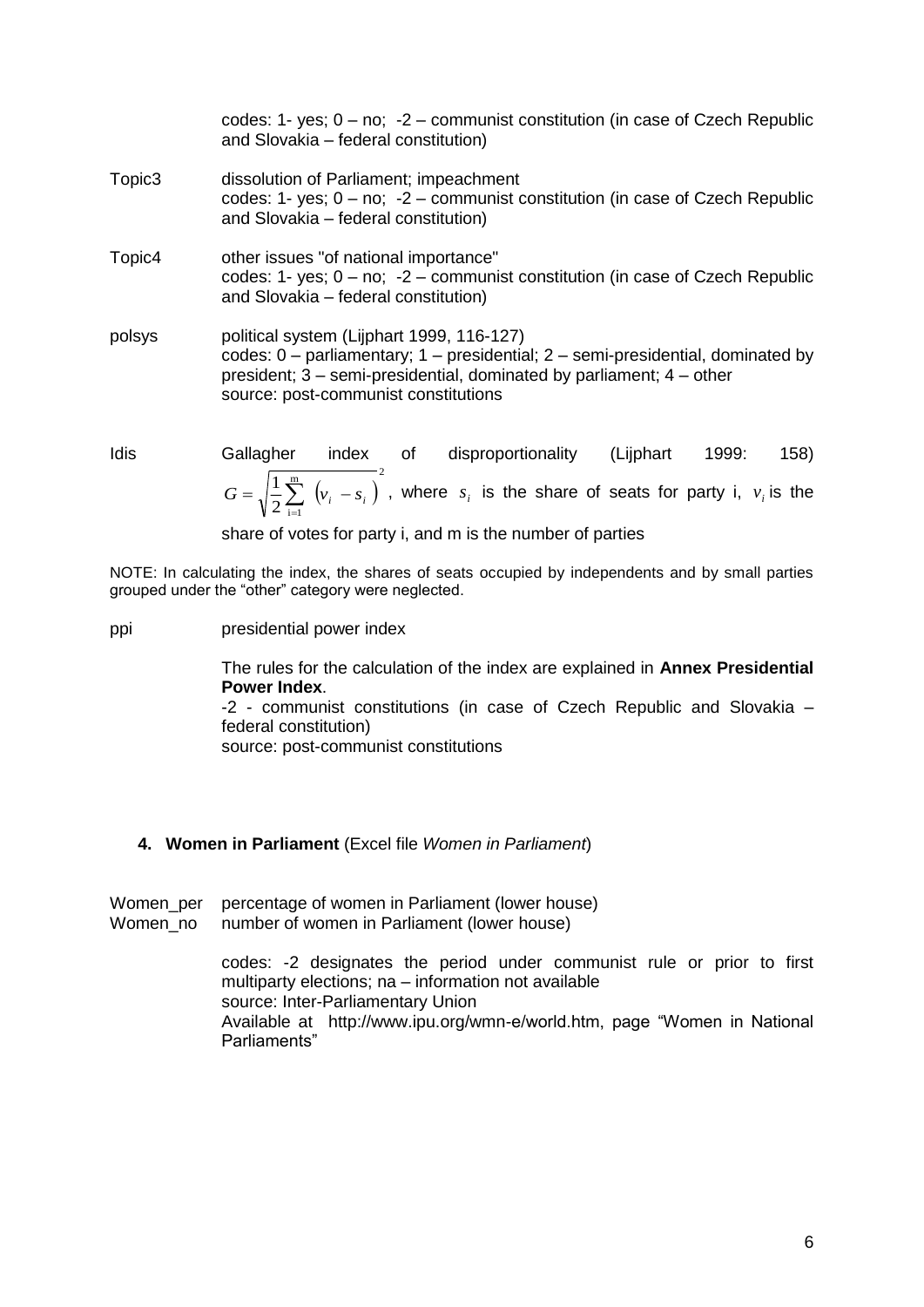codes: 1- yes; 0 – no; -2 – communist constitution (in case of Czech Republic and Slovakia – federal constitution)

Topic3 dissolution of Parliament; impeachment
codes: 1- yes; 0 – no; -2 – communist constitution (in case of Czech Republic and Slovakia – federal constitution)

Topic4 other issues "of national importance"
codes: 1- yes; 0 – no; -2 – communist constitution (in case of Czech Republic and Slovakia – federal constitution)

polsys political system (Lijphart 1999, 116-127)
codes: 0 – parliamentary; 1 – presidential; 2 – semi-presidential, dominated by president; 3 – semi-presidential, dominated by parliament; 4 – other
source: post-communist constitutions

Idis Gallagher index of disproportionality (Lijphart 1999: 158)
$G = \sqrt{\frac{1}{2}\sum_{i=1}^{m} \left(v_i - s_i\right)^2}$, where $s_i$ is the share of seats for party i, $v_i$ is the share of votes for party i, and m is the number of parties

NOTE: In calculating the index, the shares of seats occupied by independents and by small parties grouped under the "other" category were neglected.

ppi presidential power index

The rules for the calculation of the index are explained in **Annex Presidential Power Index**.
-2 - communist constitutions (in case of Czech Republic and Slovakia – federal constitution)
source: post-communist constitutions

## 4. Women in Parliament (Excel file *Women in Parliament*)

Women_per percentage of women in Parliament (lower house)
Women_no number of women in Parliament (lower house)

codes: -2 designates the period under communist rule or prior to first multiparty elections; na – information not available
source: Inter-Parliamentary Union
Available at http://www.ipu.org/wmn-e/world.htm, page "Women in National Parliaments"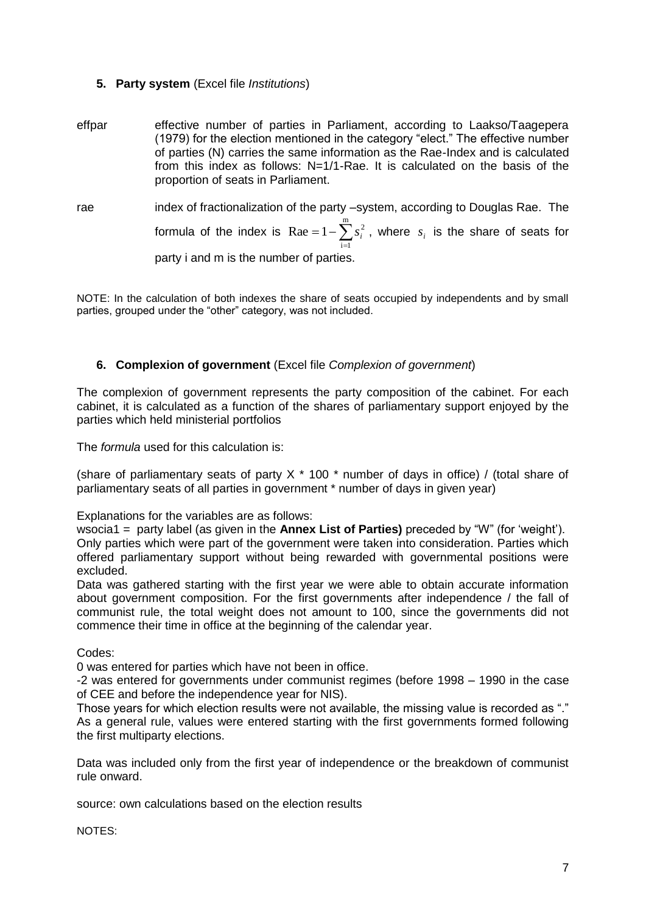## 5. Party system (Excel file *Institutions*)

effpar — effective number of parties in Parliament, according to Laakso/Taagepera (1979) for the election mentioned in the category "elect." The effective number of parties (N) carries the same information as the Rae-Index and is calculated from this index as follows: N=1/1-Rae. It is calculated on the basis of the proportion of seats in Parliament.

rae — index of fractionalization of the party –system, according to Douglas Rae. The formula of the index is $\text{Rae} = 1 - \sum_{i=1}^{m} s_i^2$, where $s_i$ is the share of seats for party i and m is the number of parties.

NOTE: In the calculation of both indexes the share of seats occupied by independents and by small parties, grouped under the "other" category, was not included.

## 6. Complexion of government (Excel file *Complexion of government*)

The complexion of government represents the party composition of the cabinet. For each cabinet, it is calculated as a function of the shares of parliamentary support enjoyed by the parties which held ministerial portfolios

The *formula* used for this calculation is:

(share of parliamentary seats of party X * 100 * number of days in office) / (total share of parliamentary seats of all parties in government * number of days in given year)

Explanations for the variables are as follows:

wsocia1 = party label (as given in the **Annex List of Parties)** preceded by "W" (for 'weight'). Only parties which were part of the government were taken into consideration. Parties which offered parliamentary support without being rewarded with governmental positions were excluded.

Data was gathered starting with the first year we were able to obtain accurate information about government composition. For the first governments after independence / the fall of communist rule, the total weight does not amount to 100, since the governments did not commence their time in office at the beginning of the calendar year.

Codes:

0 was entered for parties which have not been in office.

-2 was entered for governments under communist regimes (before 1998 – 1990 in the case of CEE and before the independence year for NIS).

Those years for which election results were not available, the missing value is recorded as "."

As a general rule, values were entered starting with the first governments formed following the first multiparty elections.

Data was included only from the first year of independence or the breakdown of communist rule onward.

source: own calculations based on the election results

NOTES: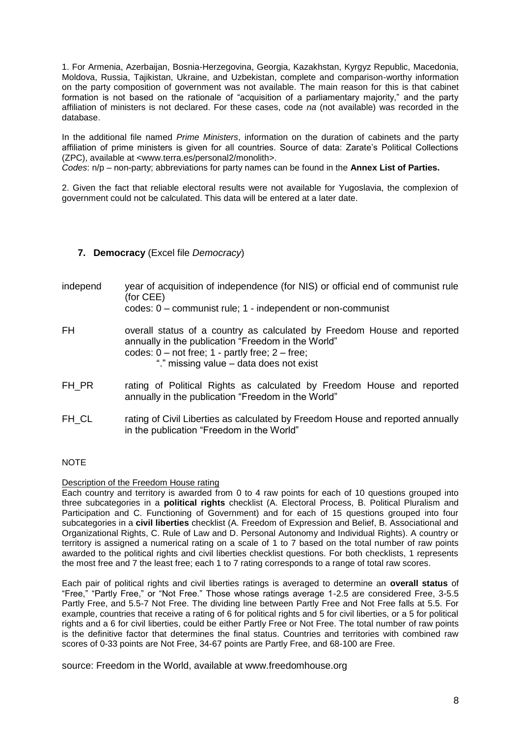1. For Armenia, Azerbaijan, Bosnia-Herzegovina, Georgia, Kazakhstan, Kyrgyz Republic, Macedonia, Moldova, Russia, Tajikistan, Ukraine, and Uzbekistan, complete and comparison-worthy information on the party composition of government was not available. The main reason for this is that cabinet formation is not based on the rationale of "acquisition of a parliamentary majority," and the party affiliation of ministers is not declared. For these cases, code *na* (not available) was recorded in the database.

In the additional file named *Prime Ministers*, information on the duration of cabinets and the party affiliation of prime ministers is given for all countries. Source of data: Zarate's Political Collections (ZPC), available at <www.terra.es/personal2/monolith>.
*Codes*: n/p – non-party; abbreviations for party names can be found in the **Annex List of Parties.**

2. Given the fact that reliable electoral results were not available for Yugoslavia, the complexion of government could not be calculated. This data will be entered at a later date.

## 7. Democracy (Excel file *Democracy*)

| | |
|---|---|
| independ | year of acquisition of independence (for NIS) or official end of communist rule (for CEE)<br>codes: 0 – communist rule; 1 - independent or non-communist |
| FH | overall status of a country as calculated by Freedom House and reported annually in the publication "Freedom in the World"<br>codes: 0 – not free; 1 - partly free; 2 – free;<br>"." missing value – data does not exist |
| FH_PR | rating of Political Rights as calculated by Freedom House and reported annually in the publication "Freedom in the World" |
| FH_CL | rating of Civil Liberties as calculated by Freedom House and reported annually in the publication "Freedom in the World" |

NOTE

Description of the Freedom House rating

Each country and territory is awarded from 0 to 4 raw points for each of 10 questions grouped into three subcategories in a **political rights** checklist (A. Electoral Process, B. Political Pluralism and Participation and C. Functioning of Government) and for each of 15 questions grouped into four subcategories in a **civil liberties** checklist (A. Freedom of Expression and Belief, B. Associational and Organizational Rights, C. Rule of Law and D. Personal Autonomy and Individual Rights). A country or territory is assigned a numerical rating on a scale of 1 to 7 based on the total number of raw points awarded to the political rights and civil liberties checklist questions. For both checklists, 1 represents the most free and 7 the least free; each 1 to 7 rating corresponds to a range of total raw scores.

Each pair of political rights and civil liberties ratings is averaged to determine an **overall status** of "Free," "Partly Free," or "Not Free." Those whose ratings average 1-2.5 are considered Free, 3-5.5 Partly Free, and 5.5-7 Not Free. The dividing line between Partly Free and Not Free falls at 5.5. For example, countries that receive a rating of 6 for political rights and 5 for civil liberties, or a 5 for political rights and a 6 for civil liberties, could be either Partly Free or Not Free. The total number of raw points is the definitive factor that determines the final status. Countries and territories with combined raw scores of 0-33 points are Not Free, 34-67 points are Partly Free, and 68-100 are Free.

source: Freedom in the World, available at www.freedomhouse.org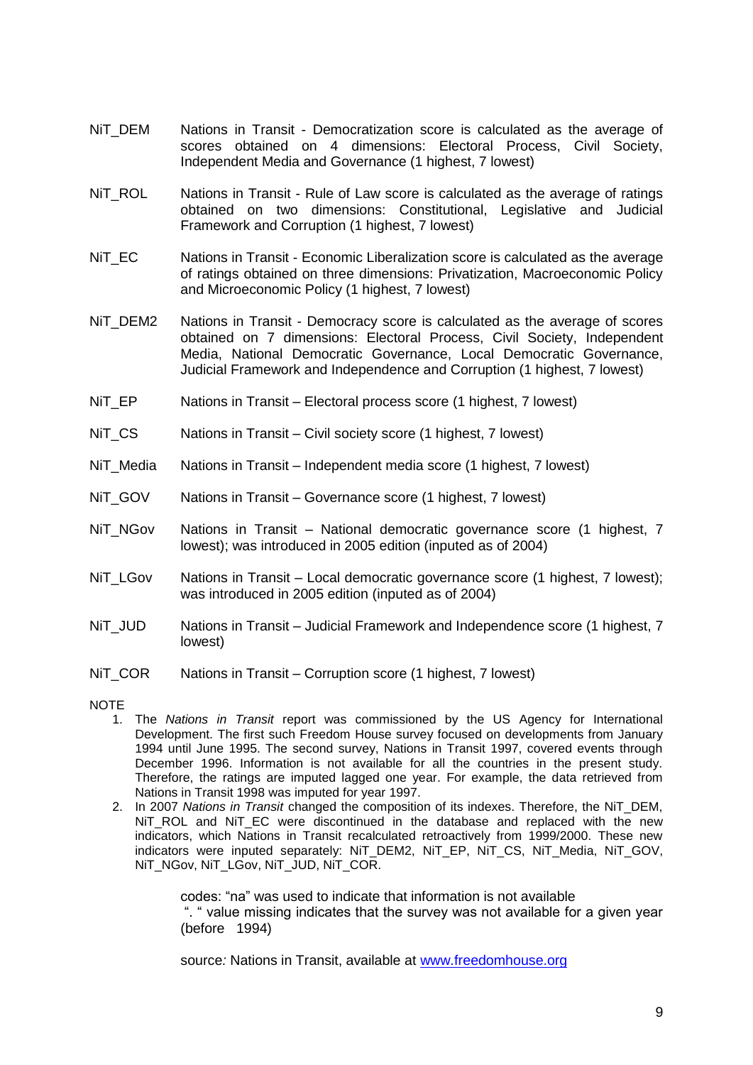NiT_DEM Nations in Transit - Democratization score is calculated as the average of scores obtained on 4 dimensions: Electoral Process, Civil Society, Independent Media and Governance (1 highest, 7 lowest)

NiT_ROL Nations in Transit - Rule of Law score is calculated as the average of ratings obtained on two dimensions: Constitutional, Legislative and Judicial Framework and Corruption (1 highest, 7 lowest)

NiT_EC Nations in Transit - Economic Liberalization score is calculated as the average of ratings obtained on three dimensions: Privatization, Macroeconomic Policy and Microeconomic Policy (1 highest, 7 lowest)

NiT_DEM2 Nations in Transit - Democracy score is calculated as the average of scores obtained on 7 dimensions: Electoral Process, Civil Society, Independent Media, National Democratic Governance, Local Democratic Governance, Judicial Framework and Independence and Corruption (1 highest, 7 lowest)

NiT_EP Nations in Transit – Electoral process score (1 highest, 7 lowest)

NiT_CS Nations in Transit – Civil society score (1 highest, 7 lowest)

NiT_Media Nations in Transit – Independent media score (1 highest, 7 lowest)

NiT_GOV Nations in Transit – Governance score (1 highest, 7 lowest)

NiT_NGov Nations in Transit – National democratic governance score (1 highest, 7 lowest); was introduced in 2005 edition (inputed as of 2004)

NiT_LGov Nations in Transit – Local democratic governance score (1 highest, 7 lowest); was introduced in 2005 edition (inputed as of 2004)

NiT_JUD Nations in Transit – Judicial Framework and Independence score (1 highest, 7 lowest)

NiT_COR Nations in Transit – Corruption score (1 highest, 7 lowest)

NOTE

1. The *Nations in Transit* report was commissioned by the US Agency for International Development. The first such Freedom House survey focused on developments from January 1994 until June 1995. The second survey, Nations in Transit 1997, covered events through December 1996. Information is not available for all the countries in the present study. Therefore, the ratings are imputed lagged one year. For example, the data retrieved from Nations in Transit 1998 was imputed for year 1997.
2. In 2007 *Nations in Transit* changed the composition of its indexes. Therefore, the NiT_DEM, NiT_ROL and NiT_EC were discontinued in the database and replaced with the new indicators, which Nations in Transit recalculated retroactively from 1999/2000. These new indicators were inputed separately: NiT_DEM2, NiT_EP, NiT_CS, NiT_Media, NiT_GOV, NiT_NGov, NiT_LGov, NiT_JUD, NiT_COR.

codes: "na" was used to indicate that information is not available
". " value missing indicates that the survey was not available for a given year (before 1994)

source*:* Nations in Transit, available at [www.freedomhouse.org](www.freedomhouse.org)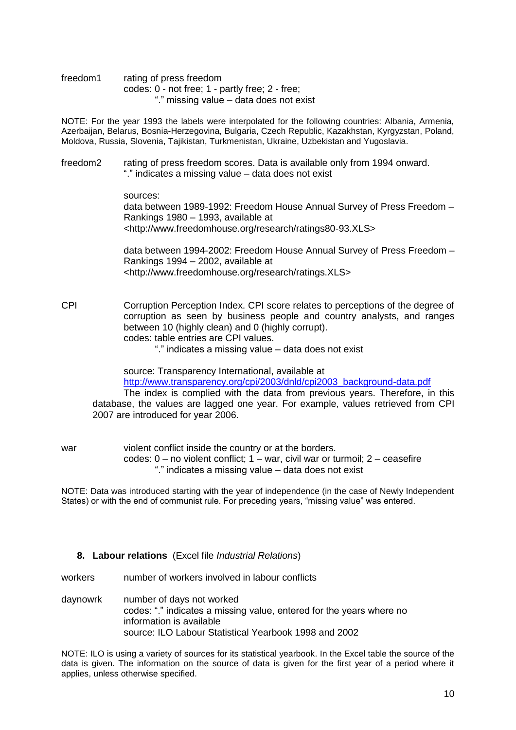freedom1 rating of press freedom
codes: 0 - not free; 1 - partly free; 2 - free;
"." missing value – data does not exist

NOTE: For the year 1993 the labels were interpolated for the following countries: Albania, Armenia, Azerbaijan, Belarus, Bosnia-Herzegovina, Bulgaria, Czech Republic, Kazakhstan, Kyrgyzstan, Poland, Moldova, Russia, Slovenia, Tajikistan, Turkmenistan, Ukraine, Uzbekistan and Yugoslavia.

freedom2 rating of press freedom scores. Data is available only from 1994 onward.
"." indicates a missing value – data does not exist

sources:
data between 1989-1992: Freedom House Annual Survey of Press Freedom – Rankings 1980 – 1993, available at <http://www.freedomhouse.org/research/ratings80-93.XLS>

data between 1994-2002: Freedom House Annual Survey of Press Freedom – Rankings 1994 – 2002, available at <http://www.freedomhouse.org/research/ratings.XLS>

CPI Corruption Perception Index. CPI score relates to perceptions of the degree of corruption as seen by business people and country analysts, and ranges between 10 (highly clean) and 0 (highly corrupt).
codes: table entries are CPI values.
"." indicates a missing value – data does not exist

source: Transparency International, available at http://www.transparency.org/cpi/2003/dnld/cpi2003_background-data.pdf
The index is complied with the data from previous years. Therefore, in this database, the values are lagged one year. For example, values retrieved from CPI 2007 are introduced for year 2006.

war violent conflict inside the country or at the borders.
codes: 0 – no violent conflict; 1 – war, civil war or turmoil; 2 – ceasefire
"." indicates a missing value – data does not exist

NOTE: Data was introduced starting with the year of independence (in the case of Newly Independent States) or with the end of communist rule. For preceding years, "missing value" was entered.

## 8. Labour relations (Excel file *Industrial Relations*)

workers number of workers involved in labour conflicts

daynowrk number of days not worked
codes: "." indicates a missing value, entered for the years where no information is available
source: ILO Labour Statistical Yearbook 1998 and 2002

NOTE: ILO is using a variety of sources for its statistical yearbook. In the Excel table the source of the data is given. The information on the source of data is given for the first year of a period where it applies, unless otherwise specified.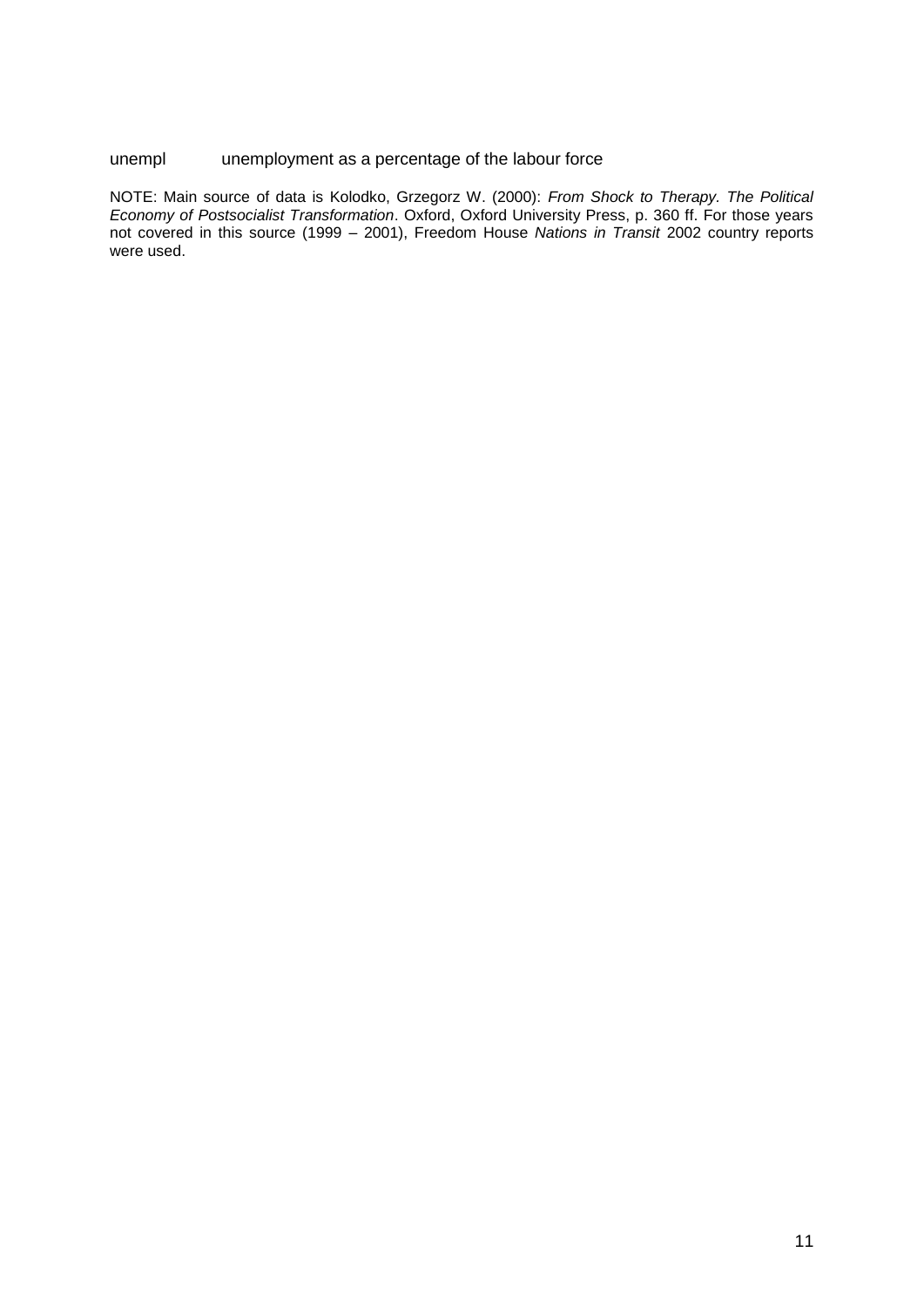| unempl | unemployment as a percentage of the labour force |
| --- | --- |

NOTE: Main source of data is Kolodko, Grzegorz W. (2000): *From Shock to Therapy. The Political Economy of Postsocialist Transformation*. Oxford, Oxford University Press, p. 360 ff. For those years not covered in this source (1999 – 2001), Freedom House *Nations in Transit* 2002 country reports were used.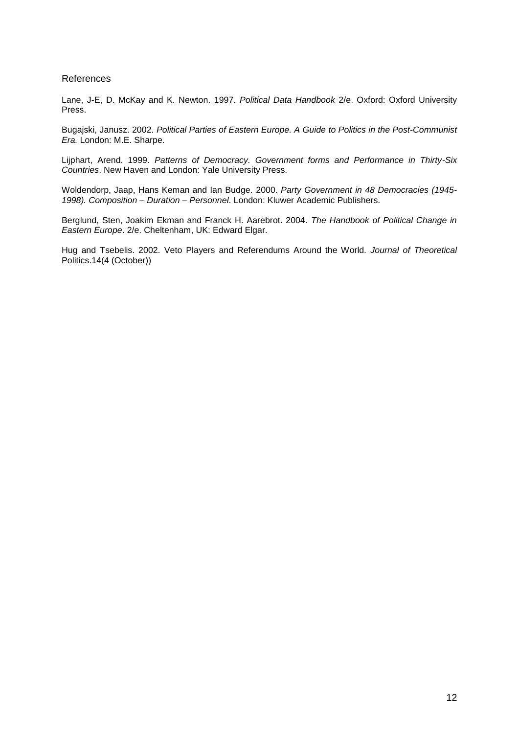## References

Lane, J-E, D. McKay and K. Newton. 1997. *Political Data Handbook* 2/e. Oxford: Oxford University Press.

Bugajski, Janusz. 2002. *Political Parties of Eastern Europe. A Guide to Politics in the Post-Communist Era.* London: M.E. Sharpe.

Lijphart, Arend. 1999. *Patterns of Democracy. Government forms and Performance in Thirty-Six Countries*. New Haven and London: Yale University Press.

Woldendorp, Jaap, Hans Keman and Ian Budge. 2000. *Party Government in 48 Democracies (1945-1998). Composition – Duration – Personnel*. London: Kluwer Academic Publishers.

Berglund, Sten, Joakim Ekman and Franck H. Aarebrot. 2004. *The Handbook of Political Change in Eastern Europe*. 2/e. Cheltenham, UK: Edward Elgar.

Hug and Tsebelis. 2002. Veto Players and Referendums Around the World. *Journal of Theoretical* Politics.14(4 (October))